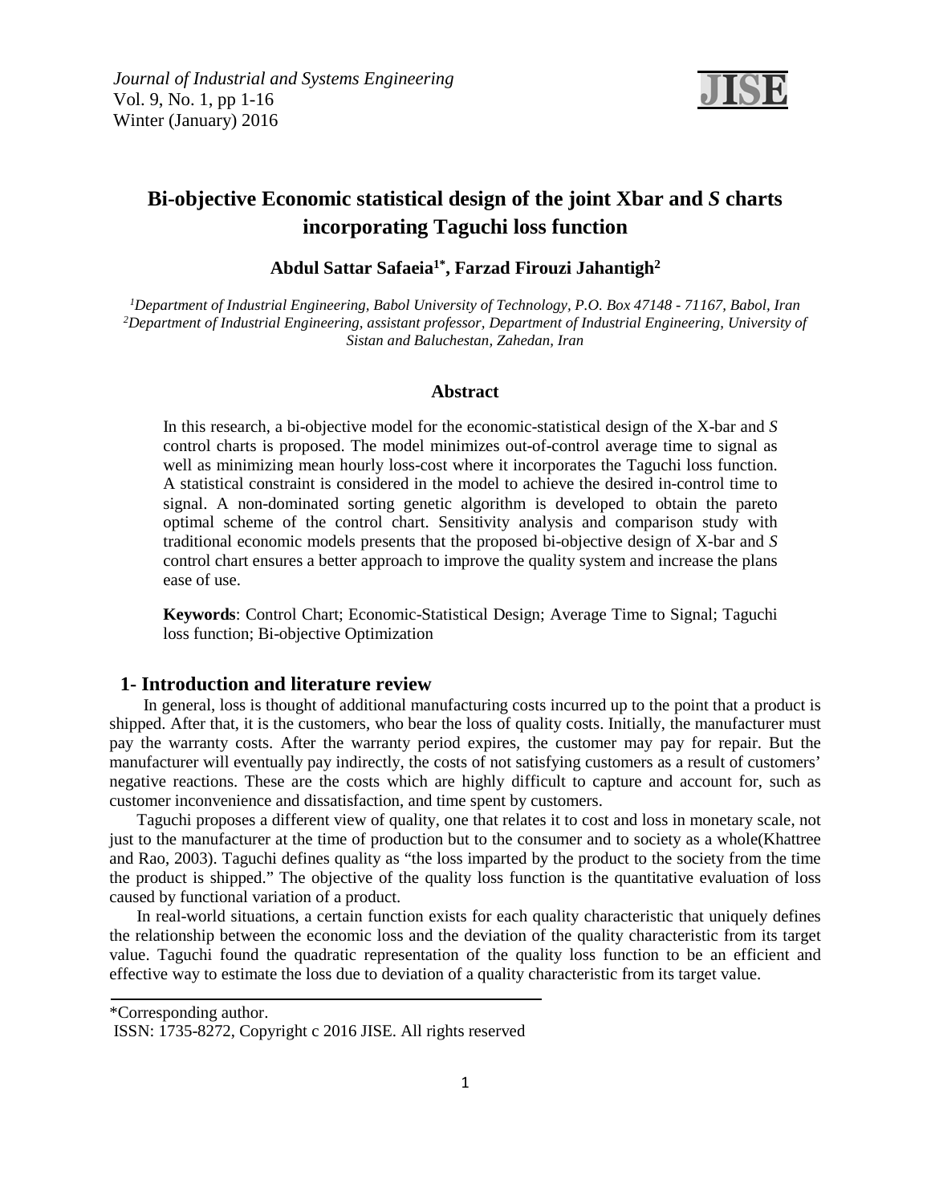# Bi-objective Economic statistical design of the joint Xbar and *S* charts incorporating Taguchi loss function

**Abdul Sattar Safaeia[1*], Farzad Firouzi Jahantigh[2]**

*[1]Department of Industrial Engineering, Babol University of Technology, P.O. Box 47148 - 71167, Babol, Iran*
*[2]Department of Industrial Engineering, assistant professor, Department of Industrial Engineering, University of Sistan and Baluchestan, Zahedan, Iran*

### Abstract

In this research, a bi-objective model for the economic-statistical design of the X-bar and *S* control charts is proposed. The model minimizes out-of-control average time to signal as well as minimizing mean hourly loss-cost where it incorporates the Taguchi loss function. A statistical constraint is considered in the model to achieve the desired in-control time to signal. A non-dominated sorting genetic algorithm is developed to obtain the pareto optimal scheme of the control chart. Sensitivity analysis and comparison study with traditional economic models presents that the proposed bi-objective design of X-bar and *S* control chart ensures a better approach to improve the quality system and increase the plans ease of use.

**Keywords**: Control Chart; Economic-Statistical Design; Average Time to Signal; Taguchi loss function; Bi-objective Optimization

## 1- Introduction and literature review

In general, loss is thought of additional manufacturing costs incurred up to the point that a product is shipped. After that, it is the customers, who bear the loss of quality costs. Initially, the manufacturer must pay the warranty costs. After the warranty period expires, the customer may pay for repair. But the manufacturer will eventually pay indirectly, the costs of not satisfying customers as a result of customers' negative reactions. These are the costs which are highly difficult to capture and account for, such as customer inconvenience and dissatisfaction, and time spent by customers.

Taguchi proposes a different view of quality, one that relates it to cost and loss in monetary scale, not just to the manufacturer at the time of production but to the consumer and to society as a whole(Khattree and Rao, 2003). Taguchi defines quality as "the loss imparted by the product to the society from the time the product is shipped." The objective of the quality loss function is the quantitative evaluation of loss caused by functional variation of a product.

In real-world situations, a certain function exists for each quality characteristic that uniquely defines the relationship between the economic loss and the deviation of the quality characteristic from its target value. Taguchi found the quadratic representation of the quality loss function to be an efficient and effective way to estimate the loss due to deviation of a quality characteristic from its target value.

---

*Corresponding author.
ISSN: 1735-8272, Copyright c 2016 JISE. All rights reserved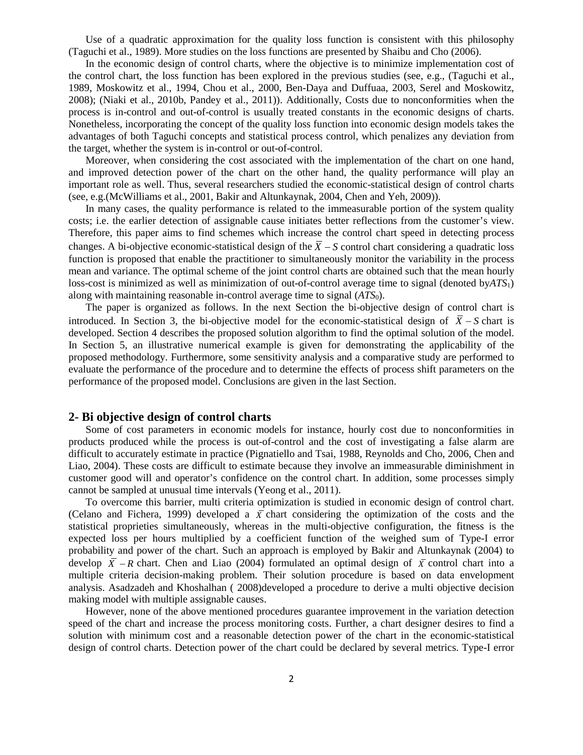Use of a quadratic approximation for the quality loss function is consistent with this philosophy (Taguchi et al., 1989). More studies on the loss functions are presented by Shaibu and Cho (2006).

In the economic design of control charts, where the objective is to minimize implementation cost of the control chart, the loss function has been explored in the previous studies (see, e.g., (Taguchi et al., 1989, Moskowitz et al., 1994, Chou et al., 2000, Ben-Daya and Duffuaa, 2003, Serel and Moskowitz, 2008); (Niaki et al., 2010b, Pandey et al., 2011)). Additionally, Costs due to nonconformities when the process is in-control and out-of-control is usually treated constants in the economic designs of charts. Nonetheless, incorporating the concept of the quality loss function into economic design models takes the advantages of both Taguchi concepts and statistical process control, which penalizes any deviation from the target, whether the system is in-control or out-of-control.

Moreover, when considering the cost associated with the implementation of the chart on one hand, and improved detection power of the chart on the other hand, the quality performance will play an important role as well. Thus, several researchers studied the economic-statistical design of control charts (see, e.g.(McWilliams et al., 2001, Bakir and Altunkaynak, 2004, Chen and Yeh, 2009)).

In many cases, the quality performance is related to the immeasurable portion of the system quality costs; i.e. the earlier detection of assignable cause initiates better reflections from the customer's view. Therefore, this paper aims to find schemes which increase the control chart speed in detecting process changes. A bi-objective economic-statistical design of the $\bar{X} - S$ control chart considering a quadratic loss function is proposed that enable the practitioner to simultaneously monitor the variability in the process mean and variance. The optimal scheme of the joint control charts are obtained such that the mean hourly loss-cost is minimized as well as minimization of out-of-control average time to signal (denoted by$ATS_1$) along with maintaining reasonable in-control average time to signal ($ATS_0$).

The paper is organized as follows. In the next Section the bi-objective design of control chart is introduced. In Section 3, the bi-objective model for the economic-statistical design of $\bar{X} - S$ chart is developed. Section 4 describes the proposed solution algorithm to find the optimal solution of the model. In Section 5, an illustrative numerical example is given for demonstrating the applicability of the proposed methodology. Furthermore, some sensitivity analysis and a comparative study are performed to evaluate the performance of the procedure and to determine the effects of process shift parameters on the performance of the proposed model. Conclusions are given in the last Section.

## 2- Bi objective design of control charts

Some of cost parameters in economic models for instance, hourly cost due to nonconformities in products produced while the process is out-of-control and the cost of investigating a false alarm are difficult to accurately estimate in practice (Pignatiello and Tsai, 1988, Reynolds and Cho, 2006, Chen and Liao, 2004). These costs are difficult to estimate because they involve an immeasurable diminishment in customer good will and operator's confidence on the control chart. In addition, some processes simply cannot be sampled at unusual time intervals (Yeong et al., 2011).

To overcome this barrier, multi criteria optimization is studied in economic design of control chart. (Celano and Fichera, 1999) developed a $\bar{X}$ chart considering the optimization of the costs and the statistical proprieties simultaneously, whereas in the multi-objective configuration, the fitness is the expected loss per hours multiplied by a coefficient function of the weighed sum of Type-I error probability and power of the chart. Such an approach is employed by Bakir and Altunkaynak (2004) to develop $\bar{X} - R$ chart. Chen and Liao (2004) formulated an optimal design of $\bar{X}$ control chart into a multiple criteria decision-making problem. Their solution procedure is based on data envelopment analysis. Asadzadeh and Khoshalhan ( 2008)developed a procedure to derive a multi objective decision making model with multiple assignable causes.

However, none of the above mentioned procedures guarantee improvement in the variation detection speed of the chart and increase the process monitoring costs. Further, a chart designer desires to find a solution with minimum cost and a reasonable detection power of the chart in the economic-statistical design of control charts. Detection power of the chart could be declared by several metrics. Type-I error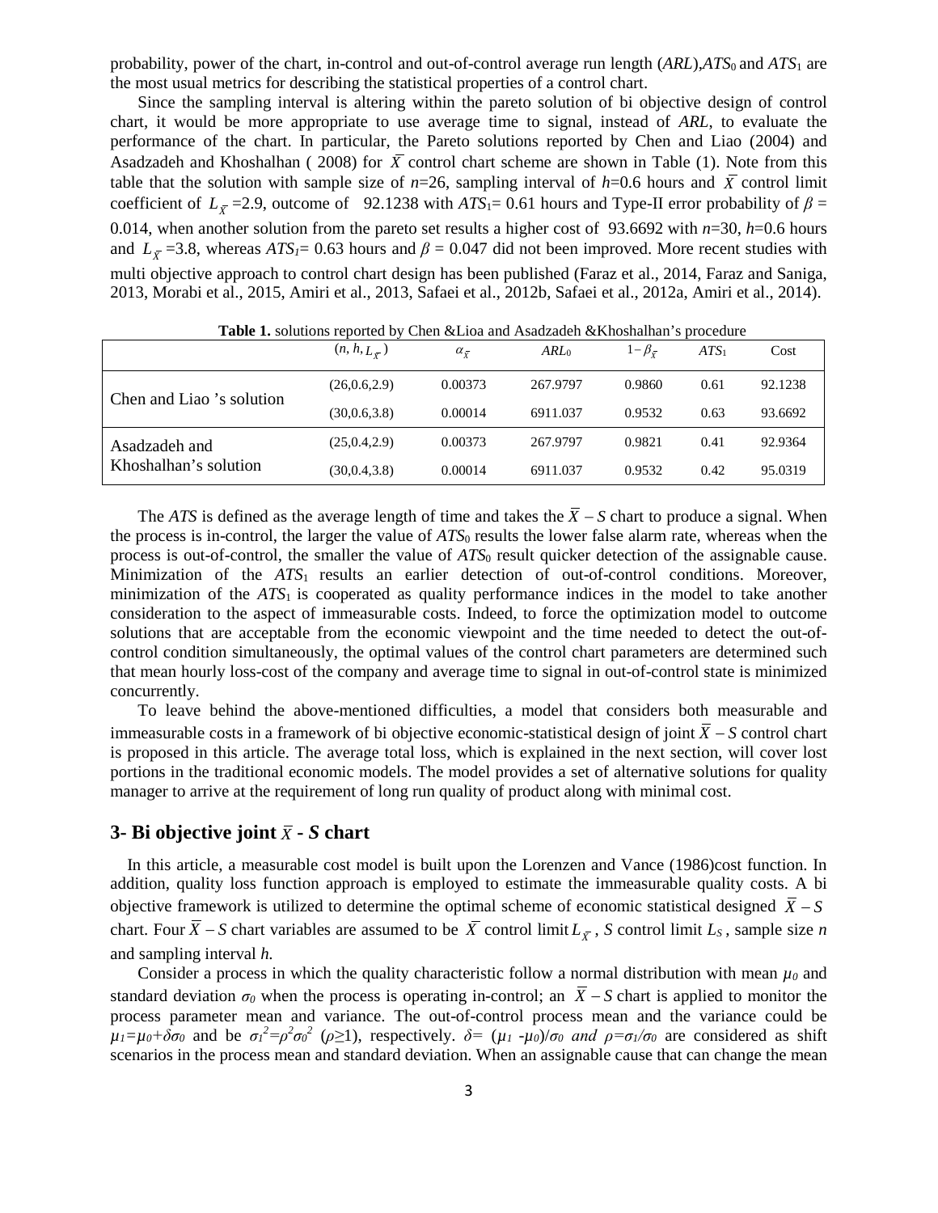probability, power of the chart, in-control and out-of-control average run length (*ARL*),$ATS_0$ and $ATS_1$ are the most usual metrics for describing the statistical properties of a control chart.

Since the sampling interval is altering within the pareto solution of bi objective design of control chart, it would be more appropriate to use average time to signal, instead of *ARL*, to evaluate the performance of the chart. In particular, the Pareto solutions reported by Chen and Liao (2004) and Asadzadeh and Khoshalhan ( 2008) for $\bar{X}$ control chart scheme are shown in Table (1). Note from this table that the solution with sample size of $n$=26, sampling interval of $h$=0.6 hours and $\bar{X}$ control limit coefficient of $L_{\bar{X}}$ =2.9, outcome of 92.1238 with $ATS_1$= 0.61 hours and Type-II error probability of $\beta$ = 0.014, when another solution from the pareto set results a higher cost of 93.6692 with $n$=30, $h$=0.6 hours and $L_{\bar{X}}$ =3.8, whereas $ATS_1$= 0.63 hours and $\beta$ = 0.047 did not been improved. More recent studies with multi objective approach to control chart design has been published (Faraz et al., 2014, Faraz and Saniga, 2013, Morabi et al., 2015, Amiri et al., 2013, Safaei et al., 2012b, Safaei et al., 2012a, Amiri et al., 2014).

**Table 1.** solutions reported by Chen &Lioa and Asadzadeh &Khoshalhan's procedure

| | $(n, h, L_{\bar{X}})$ | $\alpha_{\bar{X}}$ | $ARL_0$ | $1-\beta_{\bar{X}}$ | $ATS_1$ | Cost |
|---|---|---|---|---|---|---|
| Chen and Liao 's solution | (26,0.6,2.9) | 0.00373 | 267.9797 | 0.9860 | 0.61 | 92.1238 |
| | (30,0.6,3.8) | 0.00014 | 6911.037 | 0.9532 | 0.63 | 93.6692 |
| Asadzadeh and Khoshalhan's solution | (25,0.4,2.9) | 0.00373 | 267.9797 | 0.9821 | 0.41 | 92.9364 |
| | (30,0.4,3.8) | 0.00014 | 6911.037 | 0.9532 | 0.42 | 95.0319 |

The *ATS* is defined as the average length of time and takes the $\bar{X}-S$ chart to produce a signal. When the process is in-control, the larger the value of $ATS_0$ results the lower false alarm rate, whereas when the process is out-of-control, the smaller the value of $ATS_0$ result quicker detection of the assignable cause. Minimization of the $ATS_1$ results an earlier detection of out-of-control conditions. Moreover, minimization of the $ATS_1$ is cooperated as quality performance indices in the model to take another consideration to the aspect of immeasurable costs. Indeed, to force the optimization model to outcome solutions that are acceptable from the economic viewpoint and the time needed to detect the out-of-control condition simultaneously, the optimal values of the control chart parameters are determined such that mean hourly loss-cost of the company and average time to signal in out-of-control state is minimized concurrently.

To leave behind the above-mentioned difficulties, a model that considers both measurable and immeasurable costs in a framework of bi objective economic-statistical design of joint $\bar{X}-S$ control chart is proposed in this article. The average total loss, which is explained in the next section, will cover lost portions in the traditional economic models. The model provides a set of alternative solutions for quality manager to arrive at the requirement of long run quality of product along with minimal cost.

## 3- Bi objective joint $\bar{X}$ - *S* chart

In this article, a measurable cost model is built upon the Lorenzen and Vance (1986)cost function. In addition, quality loss function approach is employed to estimate the immeasurable quality costs. A bi objective framework is utilized to determine the optimal scheme of economic statistical designed $\bar{X}-S$ chart. Four $\bar{X}-S$ chart variables are assumed to be $\bar{X}$ control limit $L_{\bar{X}}$ , $S$ control limit $L_S$ , sample size $n$ and sampling interval $h$.

Consider a process in which the quality characteristic follow a normal distribution with mean $\mu_0$ and standard deviation $\sigma_0$ when the process is operating in-control; an $\bar{X}-S$ chart is applied to monitor the process parameter mean and variance. The out-of-control process mean and the variance could be $\mu_1=\mu_0+\delta\sigma_0$ and be $\sigma_1^2=\rho^2\sigma_0^2$ ($\rho\geq1$), respectively. $\delta=(\mu_1-\mu_0)/\sigma_0$ *and* $\rho=\sigma_1/\sigma_0$ are considered as shift scenarios in the process mean and standard deviation. When an assignable cause that can change the mean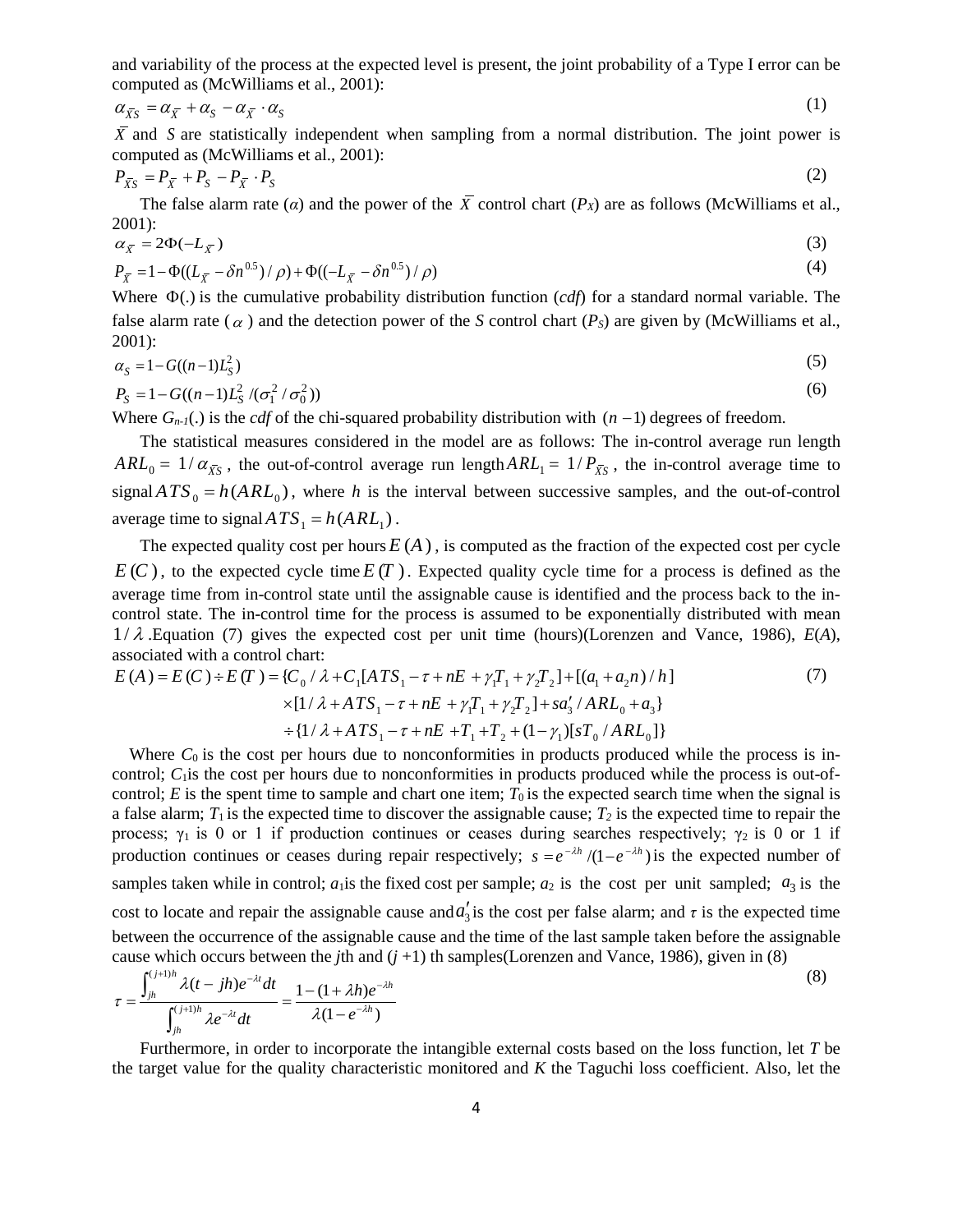and variability of the process at the expected level is present, the joint probability of a Type I error can be computed as (McWilliams et al., 2001):

$$\alpha_{\bar{X}S} = \alpha_{\bar{X}} + \alpha_S - \alpha_{\bar{X}} \cdot \alpha_S \tag{1}$$

$\bar{X}$ and $S$ are statistically independent when sampling from a normal distribution. The joint power is computed as (McWilliams et al., 2001):

$$P_{\bar{X}S} = P_{\bar{X}} + P_S - P_{\bar{X}} \cdot P_S \tag{2}$$

The false alarm rate ($\alpha$) and the power of the $\bar{X}$ control chart ($P_X$) are as follows (McWilliams et al., 2001):

$$\alpha_{\bar{X}} = 2\Phi(-L_{\bar{X}}) \tag{3}$$

$$P_{\bar{X}} = 1 - \Phi((L_{\bar{X}} - \delta n^{0.5})/\rho) + \Phi((-L_{\bar{X}} - \delta n^{0.5})/\rho) \tag{4}$$

Where $\Phi(.)$ is the cumulative probability distribution function (*cdf*) for a standard normal variable. The false alarm rate ($\alpha$) and the detection power of the $S$ control chart ($P_S$) are given by (McWilliams et al., 2001):

$$\alpha_S = 1 - G((n-1)L_S^2) \tag{5}$$

$$P_S = 1 - G((n-1)L_S^2 / (\sigma_1^2 / \sigma_0^2)) \tag{6}$$

Where $G_{n-1}(.)$ is the *cdf* of the chi-squared probability distribution with $(n-1)$ degrees of freedom.

The statistical measures considered in the model are as follows: The in-control average run length $ARL_0 = 1/\alpha_{\bar{X}S}$, the out-of-control average run length $ARL_1 = 1/P_{\bar{X}S}$, the in-control average time to signal $ATS_0 = h(ARL_0)$, where $h$ is the interval between successive samples, and the out-of-control average time to signal $ATS_1 = h(ARL_1)$.

The expected quality cost per hours $E(A)$, is computed as the fraction of the expected cost per cycle $E(C)$, to the expected cycle time $E(T)$. Expected quality cycle time for a process is defined as the average time from in-control state until the assignable cause is identified and the process back to the in-control state. The in-control time for the process is assumed to be exponentially distributed with mean $1/\lambda$. Equation (7) gives the expected cost per unit time (hours)(Lorenzen and Vance, 1986), $E(A)$, associated with a control chart:

$$\begin{aligned} E(A) = E(C) \div E(T) = \{ & C_0/\lambda + C_1[ATS_1 - \tau + nE + \gamma_1 T_1 + \gamma_2 T_2] + [(a_1 + a_2 n)/h] \\ & \times [1/\lambda + ATS_1 - \tau + nE + \gamma_1 T_1 + \gamma_2 T_2] + s a_3' / ARL_0 + a_3 \} \\ & \div \{1/\lambda + ATS_1 - \tau + nE + T_1 + T_2 + (1-\gamma_1)[sT_0 / ARL_0]\} \end{aligned} \tag{7}$$

Where $C_0$ is the cost per hours due to nonconformities in products produced while the process is in-control; $C_1$ is the cost per hours due to nonconformities in products produced while the process is out-of-control; $E$ is the spent time to sample and chart one item; $T_0$ is the expected search time when the signal is a false alarm; $T_1$ is the expected time to discover the assignable cause; $T_2$ is the expected time to repair the process; $\gamma_1$ is 0 or 1 if production continues or ceases during searches respectively; $\gamma_2$ is 0 or 1 if production continues or ceases during repair respectively; $s = e^{-\lambda h}/(1 - e^{-\lambda h})$ is the expected number of samples taken while in control; $a_1$ is the fixed cost per sample; $a_2$ is the cost per unit sampled; $a_3$ is the cost to locate and repair the assignable cause and $a_3'$ is the cost per false alarm; and $\tau$ is the expected time between the occurrence of the assignable cause and the time of the last sample taken before the assignable cause which occurs between the $j$th and ($j$ +1) th samples(Lorenzen and Vance, 1986), given in (8)

$$\tau = \frac{\int_{jh}^{(j+1)h} \lambda (t - jh) e^{-\lambda t} dt}{\int_{jh}^{(j+1)h} \lambda e^{-\lambda t} dt} = \frac{1 - (1 + \lambda h) e^{-\lambda h}}{\lambda (1 - e^{-\lambda h})} \tag{8}$$

Furthermore, in order to incorporate the intangible external costs based on the loss function, let $T$ be the target value for the quality characteristic monitored and $K$ the Taguchi loss coefficient. Also, let the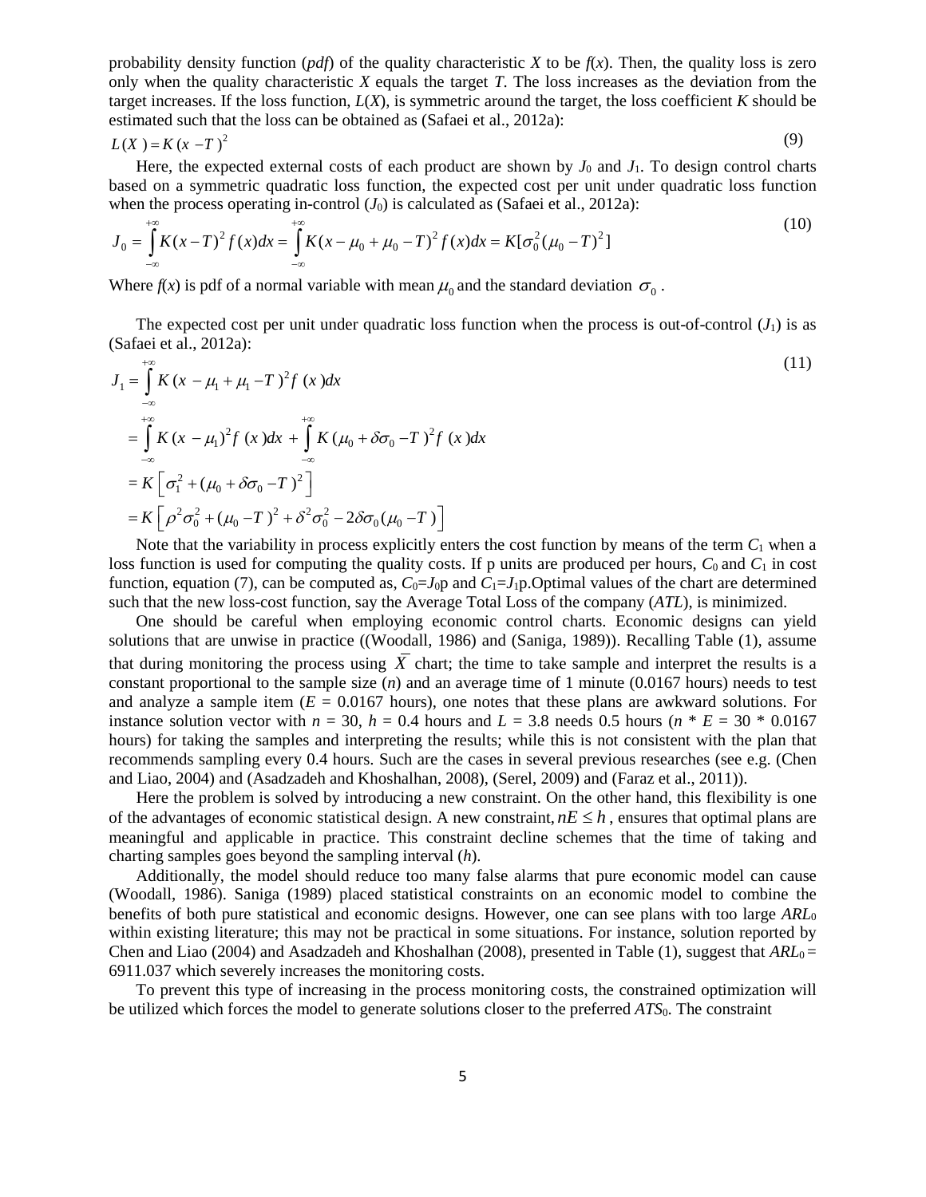probability density function (*pdf*) of the quality characteristic $X$ to be $f(x)$. Then, the quality loss is zero only when the quality characteristic $X$ equals the target $T$. The loss increases as the deviation from the target increases. If the loss function, $L(X)$, is symmetric around the target, the loss coefficient $K$ should be estimated such that the loss can be obtained as (Safaei et al., 2012a):

$$L(X) = K(x - T)^2 \tag{9}$$

Here, the expected external costs of each product are shown by $J_0$ and $J_1$. To design control charts based on a symmetric quadratic loss function, the expected cost per unit under quadratic loss function when the process operating in-control ($J_0$) is calculated as (Safaei et al., 2012a):

$$J_0 = \int_{-\infty}^{+\infty} K(x-T)^2 f(x)dx = \int_{-\infty}^{+\infty} K(x-\mu_0+\mu_0-T)^2 f(x)dx = K[\sigma_0^2(\mu_0-T)^2] \tag{10}$$

Where $f(x)$ is pdf of a normal variable with mean $\mu_0$ and the standard deviation $\sigma_0$.

The expected cost per unit under quadratic loss function when the process is out-of-control ($J_1$) is as (Safaei et al., 2012a):

$$\begin{aligned} J_1 &= \int_{-\infty}^{+\infty} K(x-\mu_1+\mu_1-T)^2 f(x)dx \\ &= \int_{-\infty}^{+\infty} K(x-\mu_1)^2 f(x)dx + \int_{-\infty}^{+\infty} K(\mu_0+\delta\sigma_0-T)^2 f(x)dx \\ &= K\left[\sigma_1^2 + (\mu_0+\delta\sigma_0-T)^2\right] \\ &= K\left[\rho^2\sigma_0^2 + (\mu_0-T)^2 + \delta^2\sigma_0^2 - 2\delta\sigma_0(\mu_0-T)\right] \end{aligned} \tag{11}$$

Note that the variability in process explicitly enters the cost function by means of the term $C_1$ when a loss function is used for computing the quality costs. If p units are produced per hours, $C_0$ and $C_1$ in cost function, equation (7), can be computed as, $C_0$=$J_0$p and $C_1$=$J_1$p.Optimal values of the chart are determined such that the new loss-cost function, say the Average Total Loss of the company (*ATL*), is minimized.

One should be careful when employing economic control charts. Economic designs can yield solutions that are unwise in practice ((Woodall, 1986) and (Saniga, 1989)). Recalling Table (1), assume that during monitoring the process using $\bar{X}$ chart; the time to take sample and interpret the results is a constant proportional to the sample size ($n$) and an average time of 1 minute (0.0167 hours) needs to test and analyze a sample item ($E$ = 0.0167 hours), one notes that these plans are awkward solutions. For instance solution vector with $n$ = 30, $h$ = 0.4 hours and $L$ = 3.8 needs 0.5 hours ($n$ * $E$ = 30 * 0.0167 hours) for taking the samples and interpreting the results; while this is not consistent with the plan that recommends sampling every 0.4 hours. Such are the cases in several previous researches (see e.g. (Chen and Liao, 2004) and (Asadzadeh and Khoshalhan, 2008), (Serel, 2009) and (Faraz et al., 2011)).

Here the problem is solved by introducing a new constraint. On the other hand, this flexibility is one of the advantages of economic statistical design. A new constraint, $nE \leq h$, ensures that optimal plans are meaningful and applicable in practice. This constraint decline schemes that the time of taking and charting samples goes beyond the sampling interval ($h$).

Additionally, the model should reduce too many false alarms that pure economic model can cause (Woodall, 1986). Saniga (1989) placed statistical constraints on an economic model to combine the benefits of both pure statistical and economic designs. However, one can see plans with too large $ARL_0$ within existing literature; this may not be practical in some situations. For instance, solution reported by Chen and Liao (2004) and Asadzadeh and Khoshalhan (2008), presented in Table (1), suggest that $ARL_0$ = 6911.037 which severely increases the monitoring costs.

To prevent this type of increasing in the process monitoring costs, the constrained optimization will be utilized which forces the model to generate solutions closer to the preferred $ATS_0$. The constraint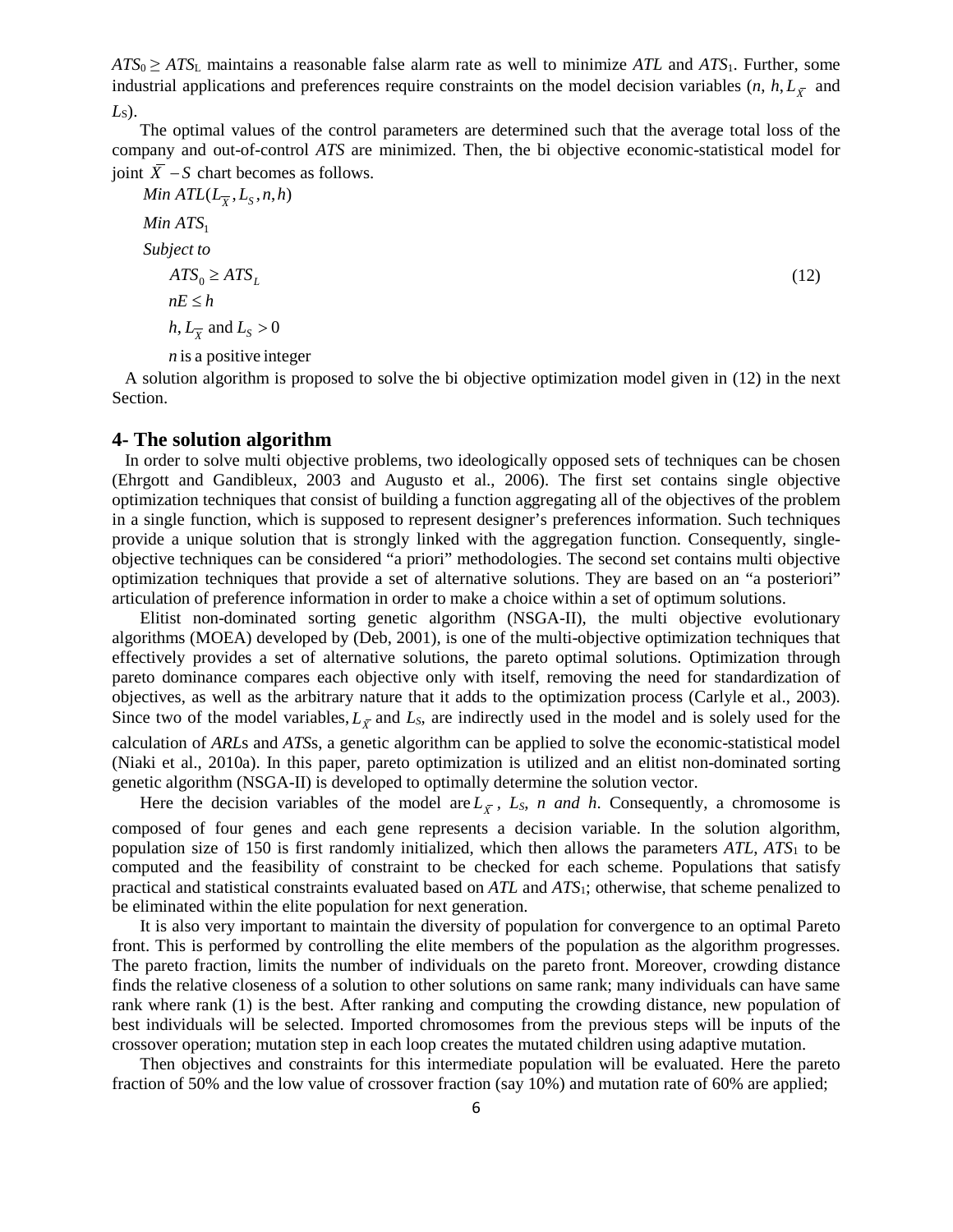$ATS_0 \geq ATS_L$ maintains a reasonable false alarm rate as well to minimize *ATL* and $ATS_1$. Further, some industrial applications and preferences require constraints on the model decision variables ($n$, $h$, $L_{\bar{X}}$ and $L_S$).

The optimal values of the control parameters are determined such that the average total loss of the company and out-of-control *ATS* are minimized. Then, the bi objective economic-statistical model for joint $\bar{X} - S$ chart becomes as follows.

$$
\begin{aligned}
& Min\ ATL(L_{\bar{X}}, L_S, n, h) \\
& Min\ ATS_1 \\
& Subject\ to \\
& \quad ATS_0 \geq ATS_L \\
& \quad nE \leq h \\
& \quad h, L_{\bar{X}} \text{ and } L_S > 0 \\
& \quad n \text{ is a positive integer}
\end{aligned}
\tag{12}
$$

A solution algorithm is proposed to solve the bi objective optimization model given in (12) in the next Section.

## 4- The solution algorithm

In order to solve multi objective problems, two ideologically opposed sets of techniques can be chosen (Ehrgott and Gandibleux, 2003 and Augusto et al., 2006). The first set contains single objective optimization techniques that consist of building a function aggregating all of the objectives of the problem in a single function, which is supposed to represent designer's preferences information. Such techniques provide a unique solution that is strongly linked with the aggregation function. Consequently, single-objective techniques can be considered "a priori" methodologies. The second set contains multi objective optimization techniques that provide a set of alternative solutions. They are based on an "a posteriori" articulation of preference information in order to make a choice within a set of optimum solutions.

Elitist non-dominated sorting genetic algorithm (NSGA-II), the multi objective evolutionary algorithms (MOEA) developed by (Deb, 2001), is one of the multi-objective optimization techniques that effectively provides a set of alternative solutions, the pareto optimal solutions. Optimization through pareto dominance compares each objective only with itself, removing the need for standardization of objectives, as well as the arbitrary nature that it adds to the optimization process (Carlyle et al., 2003). Since two of the model variables, $L_{\bar{X}}$ and $L_S$, are indirectly used in the model and is solely used for the calculation of *ARL*s and *ATS*s, a genetic algorithm can be applied to solve the economic-statistical model (Niaki et al., 2010a). In this paper, pareto optimization is utilized and an elitist non-dominated sorting genetic algorithm (NSGA-II) is developed to optimally determine the solution vector.

Here the decision variables of the model are $L_{\bar{X}}$, $L_S$, *n and h*. Consequently, a chromosome is composed of four genes and each gene represents a decision variable. In the solution algorithm, population size of 150 is first randomly initialized, which then allows the parameters *ATL*, $ATS_1$ to be computed and the feasibility of constraint to be checked for each scheme. Populations that satisfy practical and statistical constraints evaluated based on *ATL* and $ATS_1$; otherwise, that scheme penalized to be eliminated within the elite population for next generation.

It is also very important to maintain the diversity of population for convergence to an optimal Pareto front. This is performed by controlling the elite members of the population as the algorithm progresses. The pareto fraction, limits the number of individuals on the pareto front. Moreover, crowding distance finds the relative closeness of a solution to other solutions on same rank; many individuals can have same rank where rank (1) is the best. After ranking and computing the crowding distance, new population of best individuals will be selected. Imported chromosomes from the previous steps will be inputs of the crossover operation; mutation step in each loop creates the mutated children using adaptive mutation.

Then objectives and constraints for this intermediate population will be evaluated. Here the pareto fraction of 50% and the low value of crossover fraction (say 10%) and mutation rate of 60% are applied;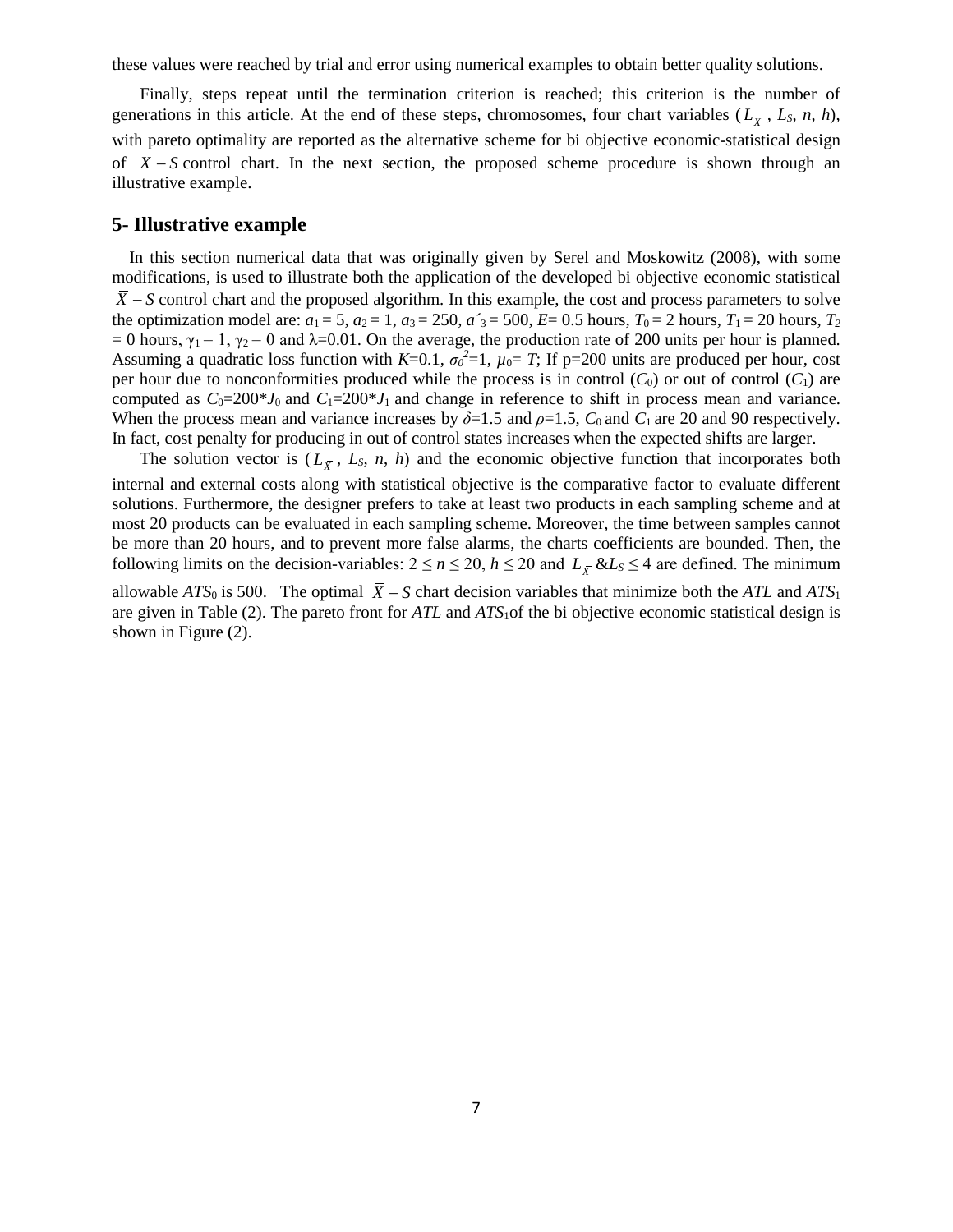these values were reached by trial and error using numerical examples to obtain better quality solutions.

Finally, steps repeat until the termination criterion is reached; this criterion is the number of generations in this article. At the end of these steps, chromosomes, four chart variables ($L_{\bar{X}}$, $L_S$, $n$, $h$), with pareto optimality are reported as the alternative scheme for bi objective economic-statistical design of $\bar{X}-S$ control chart. In the next section, the proposed scheme procedure is shown through an illustrative example.

## 5- Illustrative example

In this section numerical data that was originally given by Serel and Moskowitz (2008), with some modifications, is used to illustrate both the application of the developed bi objective economic statistical $\bar{X}-S$ control chart and the proposed algorithm. In this example, the cost and process parameters to solve the optimization model are: $a_1 = 5$, $a_2 = 1$, $a_3 = 250$, $a'_3 = 500$, $E = 0.5$ hours, $T_0 = 2$ hours, $T_1 = 20$ hours, $T_2 = 0$ hours, $\gamma_1 = 1$, $\gamma_2 = 0$ and $\lambda = 0.01$. On the average, the production rate of 200 units per hour is planned. Assuming a quadratic loss function with $K=0.1$, $\sigma_0^2=1$, $\mu_0= T$; If p=200 units are produced per hour, cost per hour due to nonconformities produced while the process is in control ($C_0$) or out of control ($C_1$) are computed as $C_0=200*J_0$ and $C_1=200*J_1$ and change in reference to shift in process mean and variance. When the process mean and variance increases by $\delta=1.5$ and $\rho=1.5$, $C_0$ and $C_1$ are 20 and 90 respectively. In fact, cost penalty for producing in out of control states increases when the expected shifts are larger.

The solution vector is ($L_{\bar{X}}$, $L_S$, $n$, $h$) and the economic objective function that incorporates both internal and external costs along with statistical objective is the comparative factor to evaluate different solutions. Furthermore, the designer prefers to take at least two products in each sampling scheme and at most 20 products can be evaluated in each sampling scheme. Moreover, the time between samples cannot be more than 20 hours, and to prevent more false alarms, the charts coefficients are bounded. Then, the following limits on the decision-variables: $2 \le n \le 20$, $h \le 20$ and $L_{\bar{X}}$ &$L_S \le 4$ are defined. The minimum allowable $ATS_0$ is 500. The optimal $\bar{X}-S$ chart decision variables that minimize both the $ATL$ and $ATS_1$ are given in Table (2). The pareto front for $ATL$ and $ATS_1$of the bi objective economic statistical design is shown in Figure (2).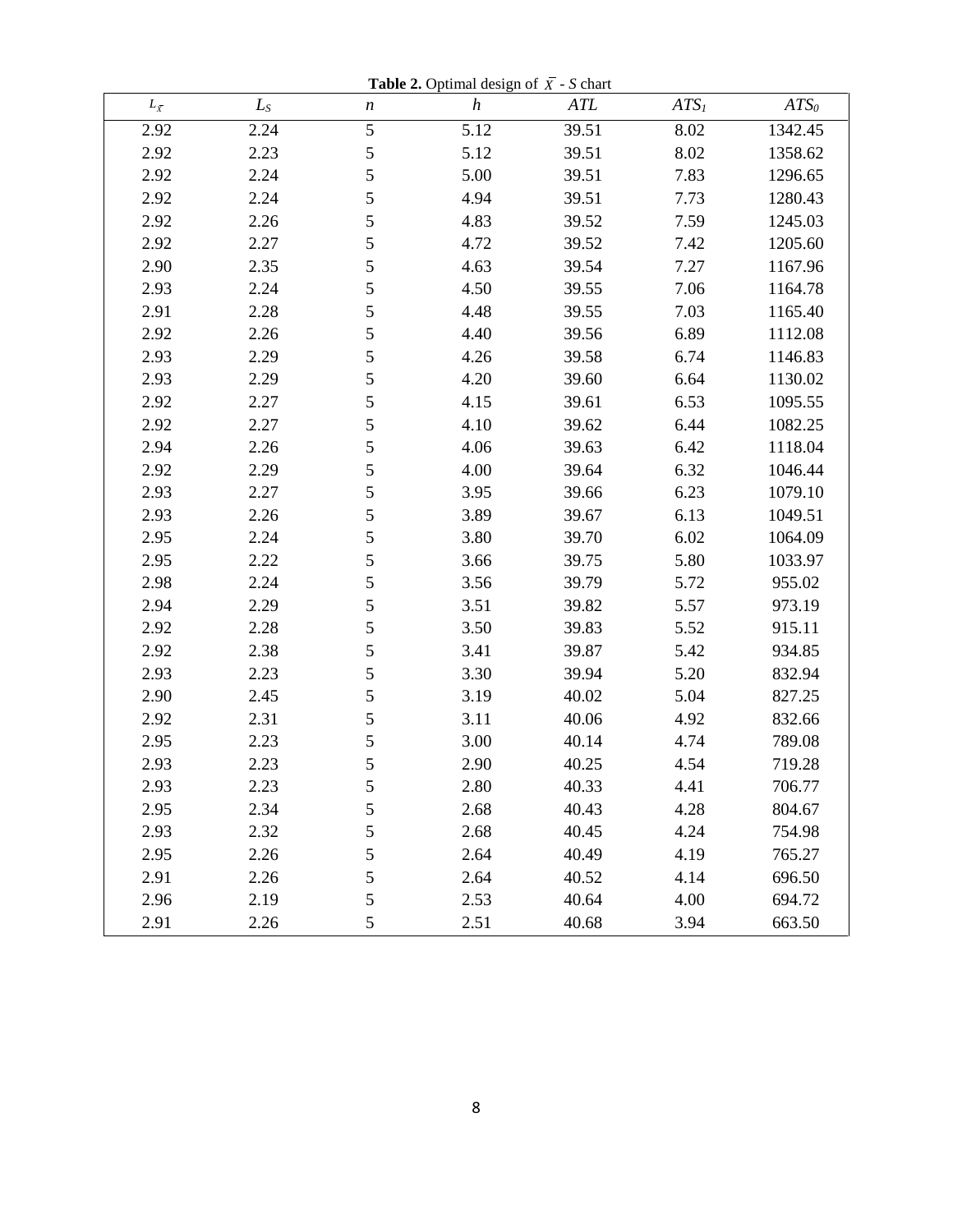**Table 2.** Optimal design of $\bar{x}$ - $S$ chart

| $L_{\bar{x}}$ | $L_S$ | $n$ | $h$ | $ATL$ | $ATS_1$ | $ATS_0$ |
|---|---|---|---|---|---|---|
| 2.92 | 2.24 | 5 | 5.12 | 39.51 | 8.02 | 1342.45 |
| 2.92 | 2.23 | 5 | 5.12 | 39.51 | 8.02 | 1358.62 |
| 2.92 | 2.24 | 5 | 5.00 | 39.51 | 7.83 | 1296.65 |
| 2.92 | 2.24 | 5 | 4.94 | 39.51 | 7.73 | 1280.43 |
| 2.92 | 2.26 | 5 | 4.83 | 39.52 | 7.59 | 1245.03 |
| 2.92 | 2.27 | 5 | 4.72 | 39.52 | 7.42 | 1205.60 |
| 2.90 | 2.35 | 5 | 4.63 | 39.54 | 7.27 | 1167.96 |
| 2.93 | 2.24 | 5 | 4.50 | 39.55 | 7.06 | 1164.78 |
| 2.91 | 2.28 | 5 | 4.48 | 39.55 | 7.03 | 1165.40 |
| 2.92 | 2.26 | 5 | 4.40 | 39.56 | 6.89 | 1112.08 |
| 2.93 | 2.29 | 5 | 4.26 | 39.58 | 6.74 | 1146.83 |
| 2.93 | 2.29 | 5 | 4.20 | 39.60 | 6.64 | 1130.02 |
| 2.92 | 2.27 | 5 | 4.15 | 39.61 | 6.53 | 1095.55 |
| 2.92 | 2.27 | 5 | 4.10 | 39.62 | 6.44 | 1082.25 |
| 2.94 | 2.26 | 5 | 4.06 | 39.63 | 6.42 | 1118.04 |
| 2.92 | 2.29 | 5 | 4.00 | 39.64 | 6.32 | 1046.44 |
| 2.93 | 2.27 | 5 | 3.95 | 39.66 | 6.23 | 1079.10 |
| 2.93 | 2.26 | 5 | 3.89 | 39.67 | 6.13 | 1049.51 |
| 2.95 | 2.24 | 5 | 3.80 | 39.70 | 6.02 | 1064.09 |
| 2.95 | 2.22 | 5 | 3.66 | 39.75 | 5.80 | 1033.97 |
| 2.98 | 2.24 | 5 | 3.56 | 39.79 | 5.72 | 955.02 |
| 2.94 | 2.29 | 5 | 3.51 | 39.82 | 5.57 | 973.19 |
| 2.92 | 2.28 | 5 | 3.50 | 39.83 | 5.52 | 915.11 |
| 2.92 | 2.38 | 5 | 3.41 | 39.87 | 5.42 | 934.85 |
| 2.93 | 2.23 | 5 | 3.30 | 39.94 | 5.20 | 832.94 |
| 2.90 | 2.45 | 5 | 3.19 | 40.02 | 5.04 | 827.25 |
| 2.92 | 2.31 | 5 | 3.11 | 40.06 | 4.92 | 832.66 |
| 2.95 | 2.23 | 5 | 3.00 | 40.14 | 4.74 | 789.08 |
| 2.93 | 2.23 | 5 | 2.90 | 40.25 | 4.54 | 719.28 |
| 2.93 | 2.23 | 5 | 2.80 | 40.33 | 4.41 | 706.77 |
| 2.95 | 2.34 | 5 | 2.68 | 40.43 | 4.28 | 804.67 |
| 2.93 | 2.32 | 5 | 2.68 | 40.45 | 4.24 | 754.98 |
| 2.95 | 2.26 | 5 | 2.64 | 40.49 | 4.19 | 765.27 |
| 2.91 | 2.26 | 5 | 2.64 | 40.52 | 4.14 | 696.50 |
| 2.96 | 2.19 | 5 | 2.53 | 40.64 | 4.00 | 694.72 |
| 2.91 | 2.26 | 5 | 2.51 | 40.68 | 3.94 | 663.50 |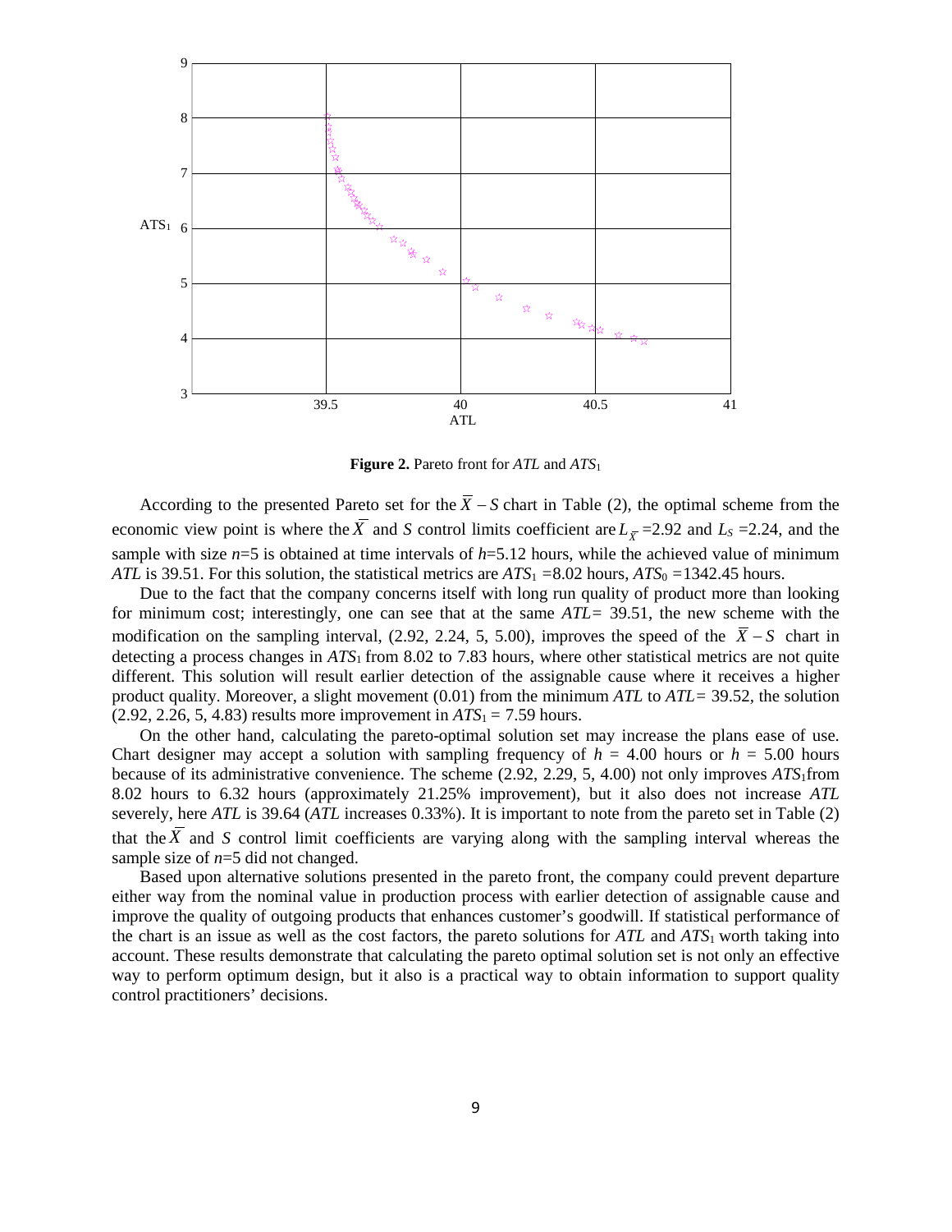**Figure 2.** Pareto front for *ATL* and $ATS_1$

According to the presented Pareto set for the $\bar{X}-S$ chart in Table (2), the optimal scheme from the economic view point is where the $\bar{X}$ and *S* control limits coefficient are $L_{\bar{X}}$ =2.92 and $L_S$ =2.24, and the sample with size *n*=5 is obtained at time intervals of *h*=5.12 hours, while the achieved value of minimum *ATL* is 39.51. For this solution, the statistical metrics are $ATS_1$ =8.02 hours, $ATS_0$ =1342.45 hours.

Due to the fact that the company concerns itself with long run quality of product more than looking for minimum cost; interestingly, one can see that at the same *ATL*= 39.51, the new scheme with the modification on the sampling interval, (2.92, 2.24, 5, 5.00), improves the speed of the $\bar{X}-S$ chart in detecting a process changes in $ATS_1$ from 8.02 to 7.83 hours, where other statistical metrics are not quite different. This solution will result earlier detection of the assignable cause where it receives a higher product quality. Moreover, a slight movement (0.01) from the minimum *ATL* to *ATL*= 39.52, the solution (2.92, 2.26, 5, 4.83) results more improvement in $ATS_1$ = 7.59 hours.

On the other hand, calculating the pareto-optimal solution set may increase the plans ease of use. Chart designer may accept a solution with sampling frequency of *h* = 4.00 hours or *h* = 5.00 hours because of its administrative convenience. The scheme (2.92, 2.29, 5, 4.00) not only improves $ATS_1$from 8.02 hours to 6.32 hours (approximately 21.25% improvement), but it also does not increase *ATL* severely, here *ATL* is 39.64 (*ATL* increases 0.33%). It is important to note from the pareto set in Table (2) that the $\bar{X}$ and *S* control limit coefficients are varying along with the sampling interval whereas the sample size of *n*=5 did not changed.

Based upon alternative solutions presented in the pareto front, the company could prevent departure either way from the nominal value in production process with earlier detection of assignable cause and improve the quality of outgoing products that enhances customer's goodwill. If statistical performance of the chart is an issue as well as the cost factors, the pareto solutions for *ATL* and $ATS_1$ worth taking into account. These results demonstrate that calculating the pareto optimal solution set is not only an effective way to perform optimum design, but it also is a practical way to obtain information to support quality control practitioners' decisions.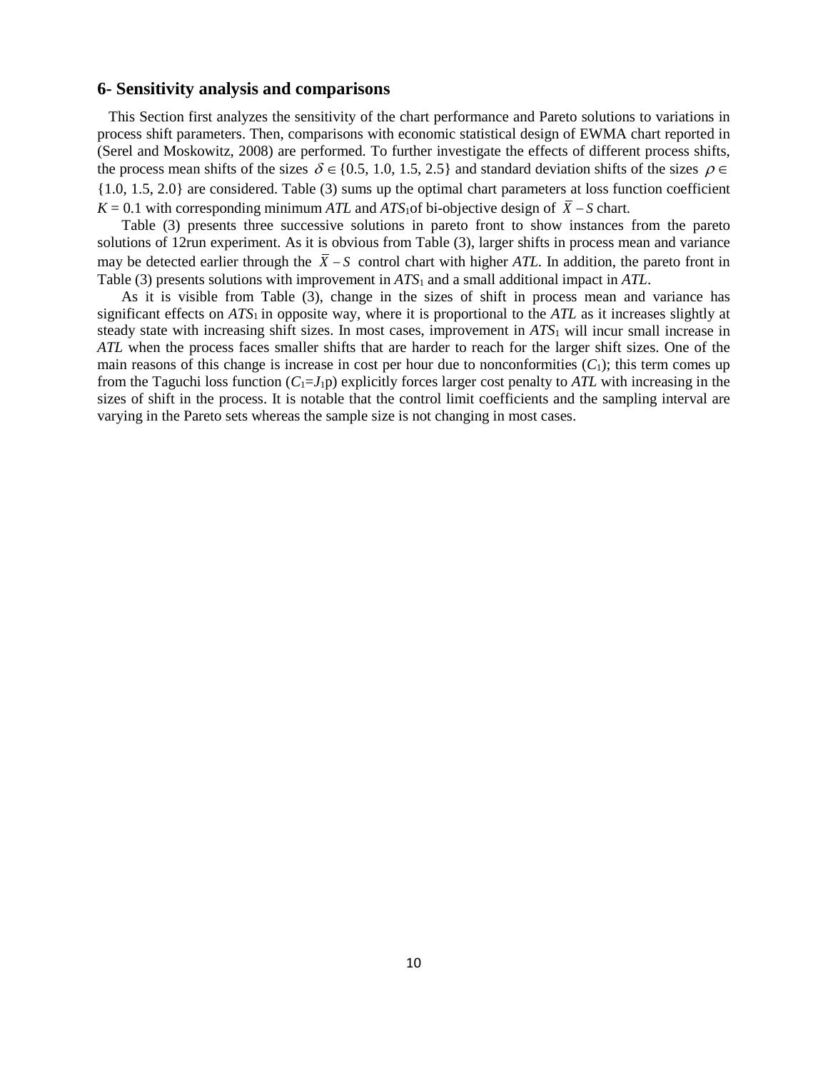## 6- Sensitivity analysis and comparisons

This Section first analyzes the sensitivity of the chart performance and Pareto solutions to variations in process shift parameters. Then, comparisons with economic statistical design of EWMA chart reported in (Serel and Moskowitz, 2008) are performed. To further investigate the effects of different process shifts, the process mean shifts of the sizes $\delta \in \{0.5, 1.0, 1.5, 2.5\}$ and standard deviation shifts of the sizes $\rho \in \{1.0, 1.5, 2.0\}$ are considered. Table (3) sums up the optimal chart parameters at loss function coefficient $K = 0.1$ with corresponding minimum *ATL* and $ATS_1$of bi-objective design of $\bar{X} - S$ chart.

Table (3) presents three successive solutions in pareto front to show instances from the pareto solutions of 12run experiment. As it is obvious from Table (3), larger shifts in process mean and variance may be detected earlier through the $\bar{X} - S$ control chart with higher *ATL*. In addition, the pareto front in Table (3) presents solutions with improvement in $ATS_1$ and a small additional impact in *ATL*.

As it is visible from Table (3), change in the sizes of shift in process mean and variance has significant effects on $ATS_1$ in opposite way, where it is proportional to the *ATL* as it increases slightly at steady state with increasing shift sizes. In most cases, improvement in $ATS_1$ will incur small increase in *ATL* when the process faces smaller shifts that are harder to reach for the larger shift sizes. One of the main reasons of this change is increase in cost per hour due to nonconformities ($C_1$); this term comes up from the Taguchi loss function ($C_1$=$J_1$p) explicitly forces larger cost penalty to *ATL* with increasing in the sizes of shift in the process. It is notable that the control limit coefficients and the sampling interval are varying in the Pareto sets whereas the sample size is not changing in most cases.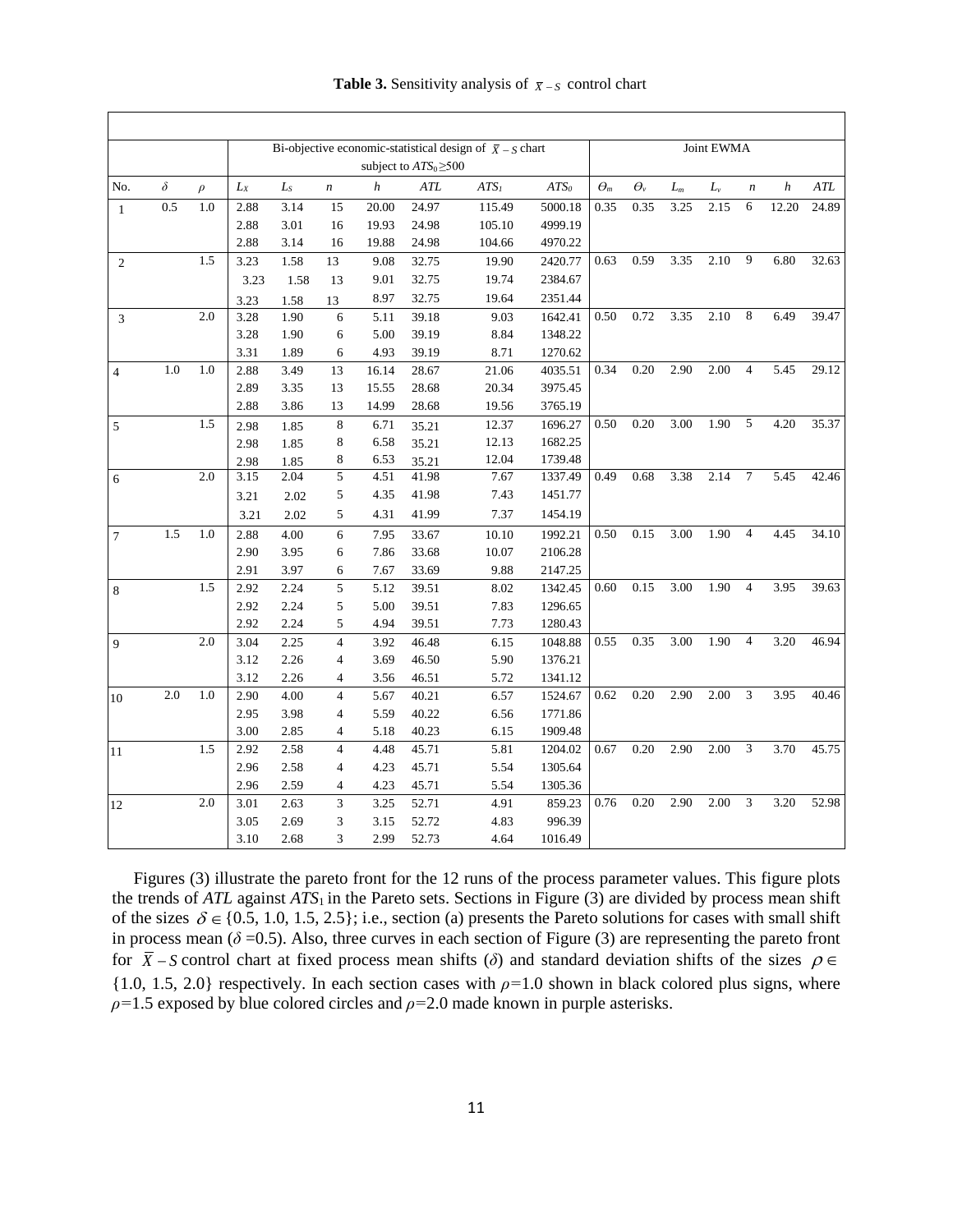**Table 3.** Sensitivity analysis of $\overline{X}-S$ control chart

| | | | Bi-objective economic-statistical design of $\overline{X}-S$ chart subject to $ATS_0 \geq 500$ | | | | | | | Joint EWMA | | | | | | |
|---|---|---|---|---|---|---|---|---|---|---|---|---|---|---|---|---|
| No. | $\delta$ | $\rho$ | $L_X$ | $L_S$ | $n$ | $h$ | $ATL$ | $ATS_1$ | $ATS_0$ | $\Theta_m$ | $\Theta_v$ | $L_m$ | $L_v$ | $n$ | $h$ | $ATL$ |
| 1 | 0.5 | 1.0 | 2.88 | 3.14 | 15 | 20.00 | 24.97 | 115.49 | 5000.18 | 0.35 | 0.35 | 3.25 | 2.15 | 6 | 12.20 | 24.89 |
| | | | 2.88 | 3.01 | 16 | 19.93 | 24.98 | 105.10 | 4999.19 | | | | | | | |
| | | | 2.88 | 3.14 | 16 | 19.88 | 24.98 | 104.66 | 4970.22 | | | | | | | |
| 2 | | 1.5 | 3.23 | 1.58 | 13 | 9.08 | 32.75 | 19.90 | 2420.77 | 0.63 | 0.59 | 3.35 | 2.10 | 9 | 6.80 | 32.63 |
| | | | 3.23 | 1.58 | 13 | 9.01 | 32.75 | 19.74 | 2384.67 | | | | | | | |
| | | | 3.23 | 1.58 | 13 | 8.97 | 32.75 | 19.64 | 2351.44 | | | | | | | |
| 3 | | 2.0 | 3.28 | 1.90 | 6 | 5.11 | 39.18 | 9.03 | 1642.41 | 0.50 | 0.72 | 3.35 | 2.10 | 8 | 6.49 | 39.47 |
| | | | 3.28 | 1.90 | 6 | 5.00 | 39.19 | 8.84 | 1348.22 | | | | | | | |
| | | | 3.31 | 1.89 | 6 | 4.93 | 39.19 | 8.71 | 1270.62 | | | | | | | |
| 4 | 1.0 | 1.0 | 2.88 | 3.49 | 13 | 16.14 | 28.67 | 21.06 | 4035.51 | 0.34 | 0.20 | 2.90 | 2.00 | 4 | 5.45 | 29.12 |
| | | | 2.89 | 3.35 | 13 | 15.55 | 28.68 | 20.34 | 3975.45 | | | | | | | |
| | | | 2.88 | 3.86 | 13 | 14.99 | 28.68 | 19.56 | 3765.19 | | | | | | | |
| 5 | | 1.5 | 2.98 | 1.85 | 8 | 6.71 | 35.21 | 12.37 | 1696.27 | 0.50 | 0.20 | 3.00 | 1.90 | 5 | 4.20 | 35.37 |
| | | | 2.98 | 1.85 | 8 | 6.58 | 35.21 | 12.13 | 1682.25 | | | | | | | |
| | | | 2.98 | 1.85 | 8 | 6.53 | 35.21 | 12.04 | 1739.48 | | | | | | | |
| 6 | | 2.0 | 3.15 | 2.04 | 5 | 4.51 | 41.98 | 7.67 | 1337.49 | 0.49 | 0.68 | 3.38 | 2.14 | 7 | 5.45 | 42.46 |
| | | | 3.21 | 2.02 | 5 | 4.35 | 41.98 | 7.43 | 1451.77 | | | | | | | |
| | | | 3.21 | 2.02 | 5 | 4.31 | 41.99 | 7.37 | 1454.19 | | | | | | | |
| 7 | 1.5 | 1.0 | 2.88 | 4.00 | 6 | 7.95 | 33.67 | 10.10 | 1992.21 | 0.50 | 0.15 | 3.00 | 1.90 | 4 | 4.45 | 34.10 |
| | | | 2.90 | 3.95 | 6 | 7.86 | 33.68 | 10.07 | 2106.28 | | | | | | | |
| | | | 2.91 | 3.97 | 6 | 7.67 | 33.69 | 9.88 | 2147.25 | | | | | | | |
| 8 | | 1.5 | 2.92 | 2.24 | 5 | 5.12 | 39.51 | 8.02 | 1342.45 | 0.60 | 0.15 | 3.00 | 1.90 | 4 | 3.95 | 39.63 |
| | | | 2.92 | 2.24 | 5 | 5.00 | 39.51 | 7.83 | 1296.65 | | | | | | | |
| | | | 2.92 | 2.24 | 5 | 4.94 | 39.51 | 7.73 | 1280.43 | | | | | | | |
| 9 | | 2.0 | 3.04 | 2.25 | 4 | 3.92 | 46.48 | 6.15 | 1048.88 | 0.55 | 0.35 | 3.00 | 1.90 | 4 | 3.20 | 46.94 |
| | | | 3.12 | 2.26 | 4 | 3.69 | 46.50 | 5.90 | 1376.21 | | | | | | | |
| | | | 3.12 | 2.26 | 4 | 3.56 | 46.51 | 5.72 | 1341.12 | | | | | | | |
| 10 | 2.0 | 1.0 | 2.90 | 4.00 | 4 | 5.67 | 40.21 | 6.57 | 1524.67 | 0.62 | 0.20 | 2.90 | 2.00 | 3 | 3.95 | 40.46 |
| | | | 2.95 | 3.98 | 4 | 5.59 | 40.22 | 6.56 | 1771.86 | | | | | | | |
| | | | 3.00 | 2.85 | 4 | 5.18 | 40.23 | 6.15 | 1909.48 | | | | | | | |
| 11 | | 1.5 | 2.92 | 2.58 | 4 | 4.48 | 45.71 | 5.81 | 1204.02 | 0.67 | 0.20 | 2.90 | 2.00 | 3 | 3.70 | 45.75 |
| | | | 2.96 | 2.58 | 4 | 4.23 | 45.71 | 5.54 | 1305.64 | | | | | | | |
| | | | 2.96 | 2.59 | 4 | 4.23 | 45.71 | 5.54 | 1305.36 | | | | | | | |
| 12 | | 2.0 | 3.01 | 2.63 | 3 | 3.25 | 52.71 | 4.91 | 859.23 | 0.76 | 0.20 | 2.90 | 2.00 | 3 | 3.20 | 52.98 |
| | | | 3.05 | 2.69 | 3 | 3.15 | 52.72 | 4.83 | 996.39 | | | | | | | |
| | | | 3.10 | 2.68 | 3 | 2.99 | 52.73 | 4.64 | 1016.49 | | | | | | | |

Figures (3) illustrate the pareto front for the 12 runs of the process parameter values. This figure plots the trends of $ATL$ against $ATS_1$ in the Pareto sets. Sections in Figure (3) are divided by process mean shift of the sizes $\delta \in \{0.5, 1.0, 1.5, 2.5\}$; i.e., section (a) presents the Pareto solutions for cases with small shift in process mean ($\delta = 0.5$). Also, three curves in each section of Figure (3) are representing the pareto front for $\overline{X}-S$ control chart at fixed process mean shifts ($\delta$) and standard deviation shifts of the sizes $\rho \in \{1.0, 1.5, 2.0\}$ respectively. In each section cases with $\rho=1.0$ shown in black colored plus signs, where $\rho=1.5$ exposed by blue colored circles and $\rho=2.0$ made known in purple asterisks.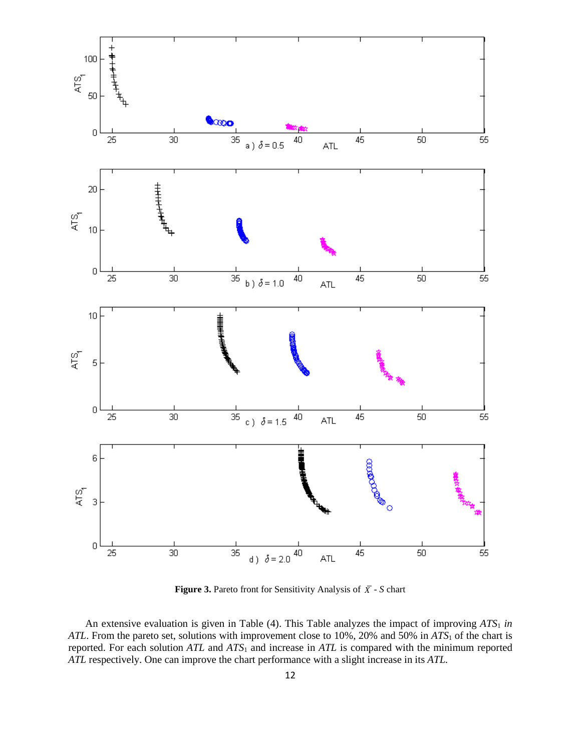**Figure 3.** Pareto front for Sensitivity Analysis of $\bar{X}$ - $S$ chart

An extensive evaluation is given in Table (4). This Table analyzes the impact of improving $ATS_1$ *in ATL*. From the pareto set, solutions with improvement close to 10%, 20% and 50% in $ATS_1$ of the chart is reported. For each solution *ATL* and $ATS_1$ and increase in *ATL* is compared with the minimum reported *ATL* respectively. One can improve the chart performance with a slight increase in its *ATL*.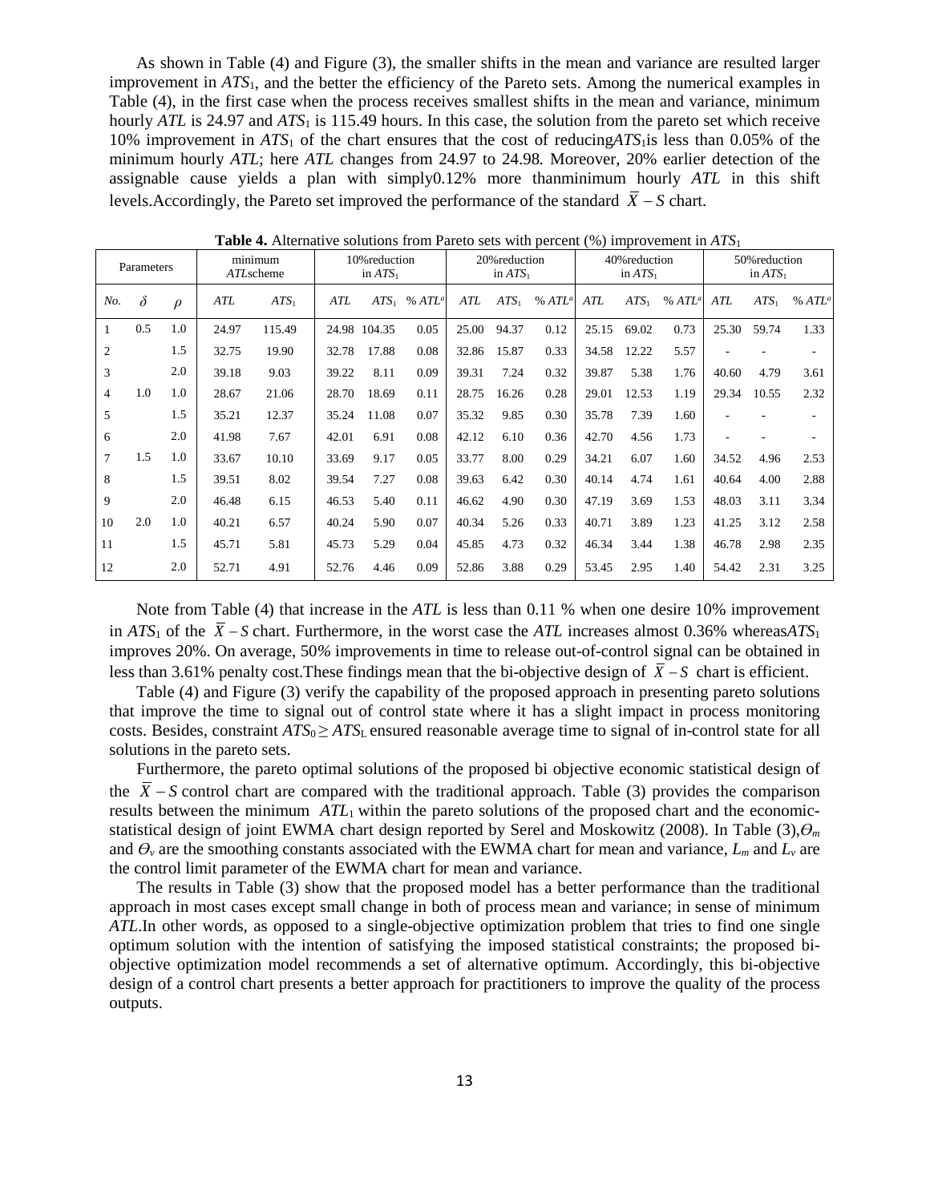As shown in Table (4) and Figure (3), the smaller shifts in the mean and variance are resulted larger improvement in $ATS_1$, and the better the efficiency of the Pareto sets. Among the numerical examples in Table (4), in the first case when the process receives smallest shifts in the mean and variance, minimum hourly *ATL* is 24.97 and $ATS_1$ is 115.49 hours. In this case, the solution from the pareto set which receive 10% improvement in $ATS_1$ of the chart ensures that the cost of reducing$ATS_1$is less than 0.05% of the minimum hourly *ATL*; here *ATL* changes from 24.97 to 24.98. Moreover, 20% earlier detection of the assignable cause yields a plan with simply0.12% more thanminimum hourly *ATL* in this shift levels.Accordingly, the Pareto set improved the performance of the standard $\bar{X}-S$ chart.

**Table 4.** Alternative solutions from Pareto sets with percent (%) improvement in $ATS_1$

| Parameters | | | minimum *ATL*scheme | | 10%reduction in $ATS_1$ | | | 20%reduction in $ATS_1$ | | | 40%reduction in $ATS_1$ | | | 50%reduction in $ATS_1$ | | |
|---|---|---|---|---|---|---|---|---|---|---|---|---|---|---|---|---|
| *No.* | $\delta$ | $\rho$ | *ATL* | $ATS_1$ | *ATL* | $ATS_1$ | % $ATL^a$ | *ATL* | $ATS_1$ | % $ATL^a$ | *ATL* | $ATS_1$ | % $ATL^a$ | *ATL* | $ATS_1$ | % $ATL^a$ |
| 1 | 0.5 | 1.0 | 24.97 | 115.49 | 24.98 | 104.35 | 0.05 | 25.00 | 94.37 | 0.12 | 25.15 | 69.02 | 0.73 | 25.30 | 59.74 | 1.33 |
| 2 | | 1.5 | 32.75 | 19.90 | 32.78 | 17.88 | 0.08 | 32.86 | 15.87 | 0.33 | 34.58 | 12.22 | 5.57 | - | - | - |
| 3 | | 2.0 | 39.18 | 9.03 | 39.22 | 8.11 | 0.09 | 39.31 | 7.24 | 0.32 | 39.87 | 5.38 | 1.76 | 40.60 | 4.79 | 3.61 |
| 4 | 1.0 | 1.0 | 28.67 | 21.06 | 28.70 | 18.69 | 0.11 | 28.75 | 16.26 | 0.28 | 29.01 | 12.53 | 1.19 | 29.34 | 10.55 | 2.32 |
| 5 | | 1.5 | 35.21 | 12.37 | 35.24 | 11.08 | 0.07 | 35.32 | 9.85 | 0.30 | 35.78 | 7.39 | 1.60 | - | - | - |
| 6 | | 2.0 | 41.98 | 7.67 | 42.01 | 6.91 | 0.08 | 42.12 | 6.10 | 0.36 | 42.70 | 4.56 | 1.73 | - | - | - |
| 7 | 1.5 | 1.0 | 33.67 | 10.10 | 33.69 | 9.17 | 0.05 | 33.77 | 8.00 | 0.29 | 34.21 | 6.07 | 1.60 | 34.52 | 4.96 | 2.53 |
| 8 | | 1.5 | 39.51 | 8.02 | 39.54 | 7.27 | 0.08 | 39.63 | 6.42 | 0.30 | 40.14 | 4.74 | 1.61 | 40.64 | 4.00 | 2.88 |
| 9 | | 2.0 | 46.48 | 6.15 | 46.53 | 5.40 | 0.11 | 46.62 | 4.90 | 0.30 | 47.19 | 3.69 | 1.53 | 48.03 | 3.11 | 3.34 |
| 10 | 2.0 | 1.0 | 40.21 | 6.57 | 40.24 | 5.90 | 0.07 | 40.34 | 5.26 | 0.33 | 40.71 | 3.89 | 1.23 | 41.25 | 3.12 | 2.58 |
| 11 | | 1.5 | 45.71 | 5.81 | 45.73 | 5.29 | 0.04 | 45.85 | 4.73 | 0.32 | 46.34 | 3.44 | 1.38 | 46.78 | 2.98 | 2.35 |
| 12 | | 2.0 | 52.71 | 4.91 | 52.76 | 4.46 | 0.09 | 52.86 | 3.88 | 0.29 | 53.45 | 2.95 | 1.40 | 54.42 | 2.31 | 3.25 |

Note from Table (4) that increase in the *ATL* is less than 0.11 % when one desire 10% improvement in $ATS_1$ of the $\bar{X}-S$ chart. Furthermore, in the worst case the *ATL* increases almost 0.36% whereas$ATS_1$ improves 20%. On average, 50% improvements in time to release out-of-control signal can be obtained in less than 3.61% penalty cost.These findings mean that the bi-objective design of $\bar{X}-S$ chart is efficient.

Table (4) and Figure (3) verify the capability of the proposed approach in presenting pareto solutions that improve the time to signal out of control state where it has a slight impact in process monitoring costs. Besides, constraint $ATS_0 \geq ATS_L$ ensured reasonable average time to signal of in-control state for all solutions in the pareto sets.

Furthermore, the pareto optimal solutions of the proposed bi objective economic statistical design of the $\bar{X}-S$ control chart are compared with the traditional approach. Table (3) provides the comparison results between the minimum $ATL_1$ within the pareto solutions of the proposed chart and the economic-statistical design of joint EWMA chart design reported by Serel and Moskowitz (2008). In Table (3),$\Theta_m$ and $\Theta_v$ are the smoothing constants associated with the EWMA chart for mean and variance, $L_m$ and $L_v$ are the control limit parameter of the EWMA chart for mean and variance.

The results in Table (3) show that the proposed model has a better performance than the traditional approach in most cases except small change in both of process mean and variance; in sense of minimum *ATL*.In other words, as opposed to a single-objective optimization problem that tries to find one single optimum solution with the intention of satisfying the imposed statistical constraints; the proposed bi-objective optimization model recommends a set of alternative optimum. Accordingly, this bi-objective design of a control chart presents a better approach for practitioners to improve the quality of the process outputs.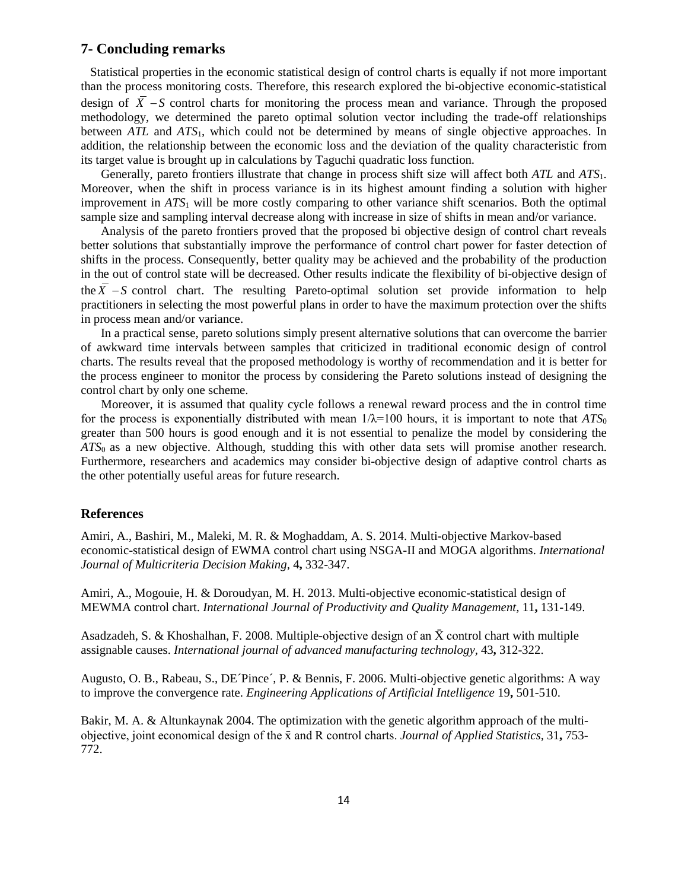## 7- Concluding remarks

Statistical properties in the economic statistical design of control charts is equally if not more important than the process monitoring costs. Therefore, this research explored the bi-objective economic-statistical design of $\bar{X} - S$ control charts for monitoring the process mean and variance. Through the proposed methodology, we determined the pareto optimal solution vector including the trade-off relationships between *ATL* and $ATS_1$, which could not be determined by means of single objective approaches. In addition, the relationship between the economic loss and the deviation of the quality characteristic from its target value is brought up in calculations by Taguchi quadratic loss function.

Generally, pareto frontiers illustrate that change in process shift size will affect both *ATL* and $ATS_1$. Moreover, when the shift in process variance is in its highest amount finding a solution with higher improvement in $ATS_1$ will be more costly comparing to other variance shift scenarios. Both the optimal sample size and sampling interval decrease along with increase in size of shifts in mean and/or variance.

Analysis of the pareto frontiers proved that the proposed bi objective design of control chart reveals better solutions that substantially improve the performance of control chart power for faster detection of shifts in the process. Consequently, better quality may be achieved and the probability of the production in the out of control state will be decreased. Other results indicate the flexibility of bi-objective design of the $\bar{X} - S$ control chart. The resulting Pareto-optimal solution set provide information to help practitioners in selecting the most powerful plans in order to have the maximum protection over the shifts in process mean and/or variance.

In a practical sense, pareto solutions simply present alternative solutions that can overcome the barrier of awkward time intervals between samples that criticized in traditional economic design of control charts. The results reveal that the proposed methodology is worthy of recommendation and it is better for the process engineer to monitor the process by considering the Pareto solutions instead of designing the control chart by only one scheme.

Moreover, it is assumed that quality cycle follows a renewal reward process and the in control time for the process is exponentially distributed with mean $1/\lambda=100$ hours, it is important to note that $ATS_0$ greater than 500 hours is good enough and it is not essential to penalize the model by considering the $ATS_0$ as a new objective. Although, studding this with other data sets will promise another research. Furthermore, researchers and academics may consider bi-objective design of adaptive control charts as the other potentially useful areas for future research.

## References

Amiri, A., Bashiri, M., Maleki, M. R. & Moghaddam, A. S. 2014. Multi-objective Markov-based economic-statistical design of EWMA control chart using NSGA-II and MOGA algorithms. *International Journal of Multicriteria Decision Making,* 4**,** 332-347.

Amiri, A., Mogouie, H. & Doroudyan, M. H. 2013. Multi-objective economic-statistical design of MEWMA control chart. *International Journal of Productivity and Quality Management,* 11**,** 131-149.

Asadzadeh, S. & Khoshalhan, F. 2008. Multiple-objective design of an X̄ control chart with multiple assignable causes. *International journal of advanced manufacturing technology,* 43**,** 312-322.

Augusto, O. B., Rabeau, S., DE´Pince´, P. & Bennis, F. 2006. Multi-objective genetic algorithms: A way to improve the convergence rate. *Engineering Applications of Artificial Intelligence* 19**,** 501-510.

Bakir, M. A. & Altunkaynak 2004. The optimization with the genetic algorithm approach of the multi-objective, joint economical design of the x̄ and R control charts. *Journal of Applied Statistics*, 31**,** 753-772.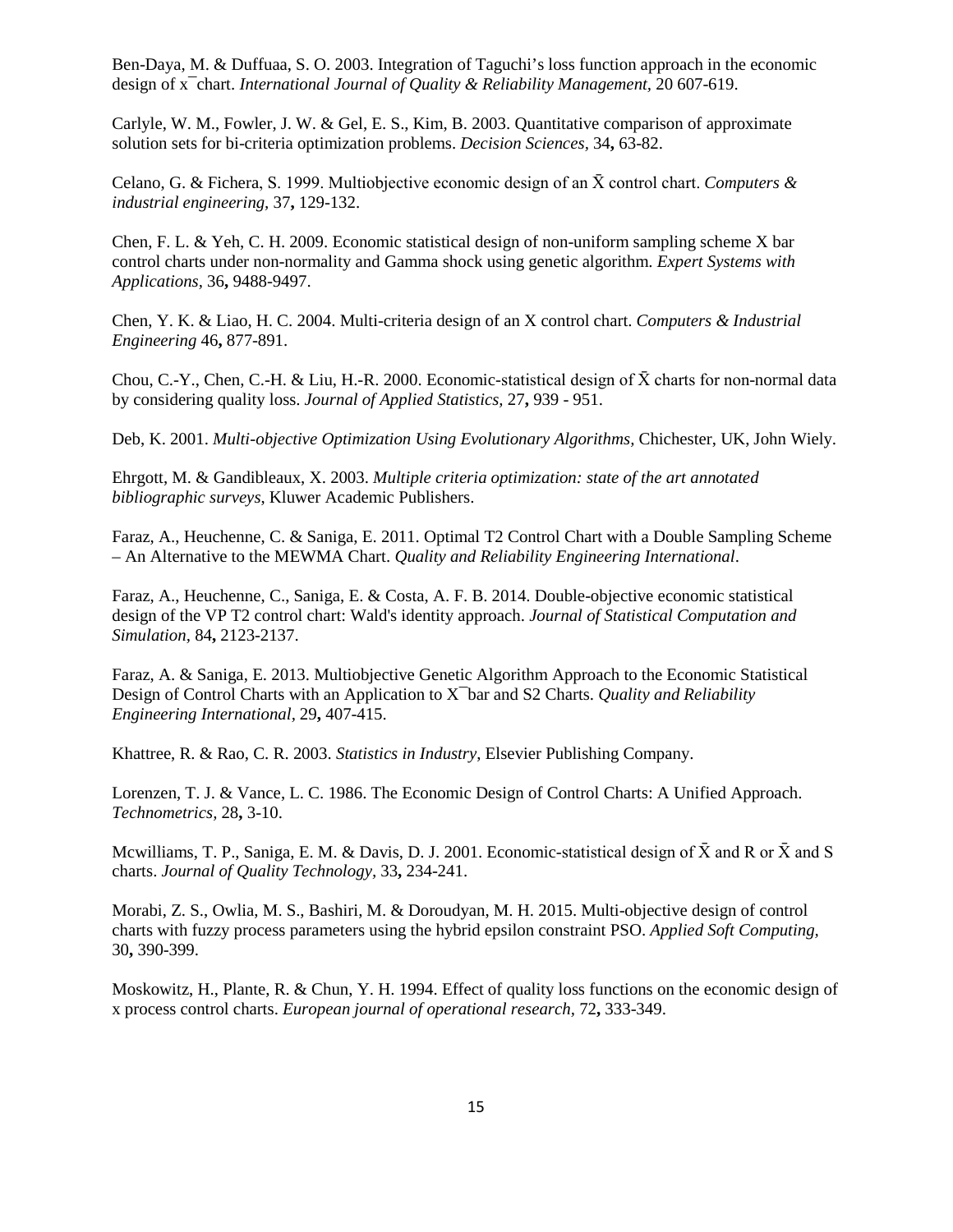Ben-Daya, M. & Duffuaa, S. O. 2003. Integration of Taguchi's loss function approach in the economic design of x¯chart. *International Journal of Quality & Reliability Management,* 20 607-619.

Carlyle, W. M., Fowler, J. W. & Gel, E. S., Kim, B. 2003. Quantitative comparison of approximate solution sets for bi-criteria optimization problems. *Decision Sciences,* 34**,** 63-82.

Celano, G. & Fichera, S. 1999. Multiobjective economic design of an X̄ control chart. *Computers & industrial engineering,* 37**,** 129-132.

Chen, F. L. & Yeh, C. H. 2009. Economic statistical design of non-uniform sampling scheme X bar control charts under non-normality and Gamma shock using genetic algorithm. *Expert Systems with Applications,* 36**,** 9488-9497.

Chen, Y. K. & Liao, H. C. 2004. Multi-criteria design of an X control chart. *Computers & Industrial Engineering* 46**,** 877-891.

Chou, C.-Y., Chen, C.-H. & Liu, H.-R. 2000. Economic-statistical design of X̄ charts for non-normal data by considering quality loss. *Journal of Applied Statistics,* 27**,** 939 - 951.

Deb, K. 2001. *Multi-objective Optimization Using Evolutionary Algorithms,* Chichester, UK, John Wiely.

Ehrgott, M. & Gandibleaux, X. 2003. *Multiple criteria optimization: state of the art annotated bibliographic surveys,* Kluwer Academic Publishers.

Faraz, A., Heuchenne, C. & Saniga, E. 2011. Optimal T2 Control Chart with a Double Sampling Scheme – An Alternative to the MEWMA Chart. *Quality and Reliability Engineering International*.

Faraz, A., Heuchenne, C., Saniga, E. & Costa, A. F. B. 2014. Double-objective economic statistical design of the VP T2 control chart: Wald's identity approach. *Journal of Statistical Computation and Simulation,* 84**,** 2123-2137.

Faraz, A. & Saniga, E. 2013. Multiobjective Genetic Algorithm Approach to the Economic Statistical Design of Control Charts with an Application to X¯bar and S2 Charts. *Quality and Reliability Engineering International,* 29**,** 407-415.

Khattree, R. & Rao, C. R. 2003. *Statistics in Industry,* Elsevier Publishing Company.

Lorenzen, T. J. & Vance, L. C. 1986. The Economic Design of Control Charts: A Unified Approach. *Technometrics,* 28**,** 3-10.

Mcwilliams, T. P., Saniga, E. M. & Davis, D. J. 2001. Economic-statistical design of X̄ and R or X̄ and S charts. *Journal of Quality Technology,* 33**,** 234-241.

Morabi, Z. S., Owlia, M. S., Bashiri, M. & Doroudyan, M. H. 2015. Multi-objective design of control charts with fuzzy process parameters using the hybrid epsilon constraint PSO. *Applied Soft Computing,* 30**,** 390-399.

Moskowitz, H., Plante, R. & Chun, Y. H. 1994. Effect of quality loss functions on the economic design of x process control charts. *European journal of operational research,* 72**,** 333-349.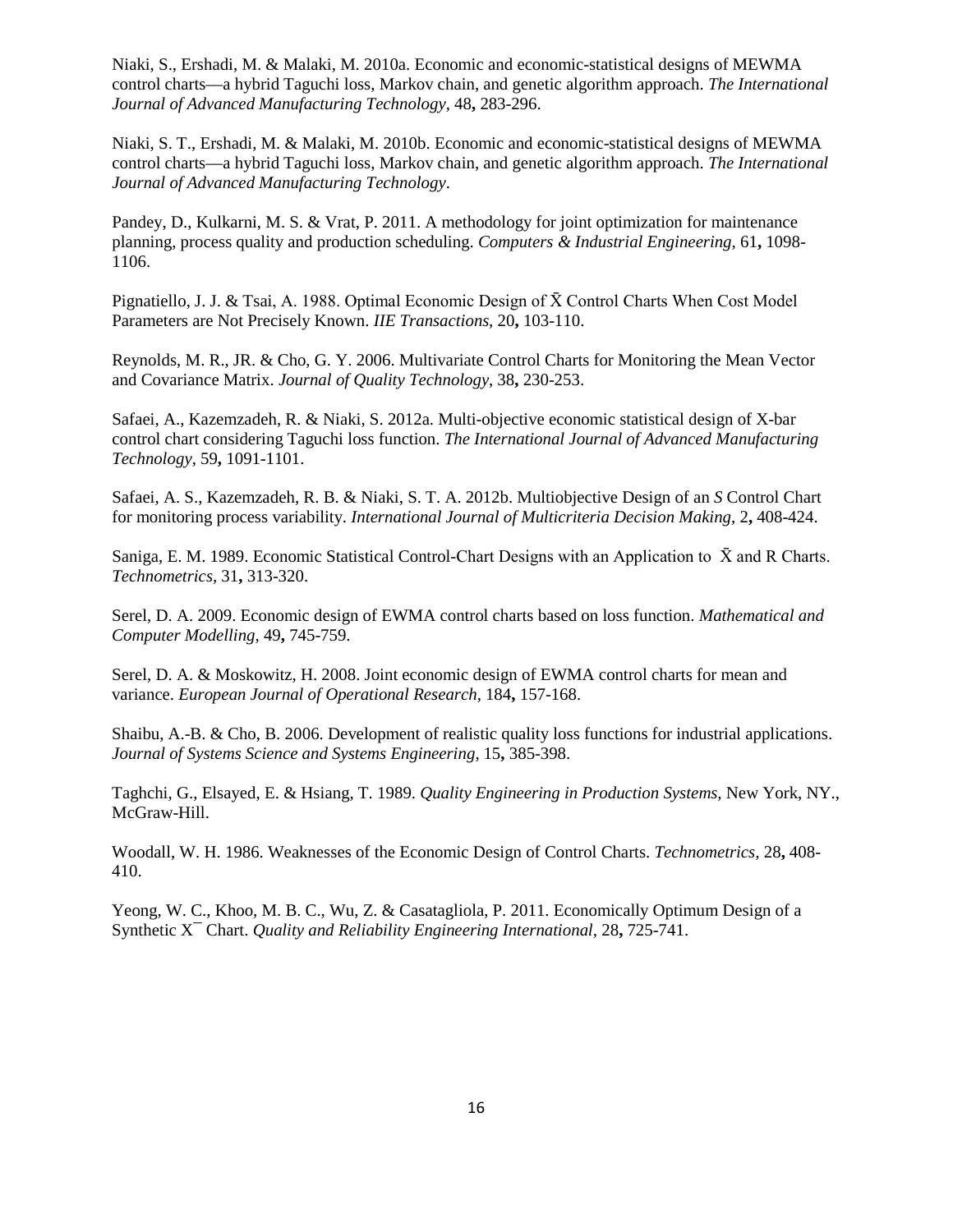Niaki, S., Ershadi, M. & Malaki, M. 2010a. Economic and economic-statistical designs of MEWMA control charts—a hybrid Taguchi loss, Markov chain, and genetic algorithm approach. *The International Journal of Advanced Manufacturing Technology,* 48**,** 283-296.

Niaki, S. T., Ershadi, M. & Malaki, M. 2010b. Economic and economic-statistical designs of MEWMA control charts—a hybrid Taguchi loss, Markov chain, and genetic algorithm approach. *The International Journal of Advanced Manufacturing Technology*.

Pandey, D., Kulkarni, M. S. & Vrat, P. 2011. A methodology for joint optimization for maintenance planning, process quality and production scheduling. *Computers & Industrial Engineering,* 61**,** 1098-1106.

Pignatiello, J. J. & Tsai, A. 1988. Optimal Economic Design of $\bar{X}$ Control Charts When Cost Model Parameters are Not Precisely Known. *IIE Transactions,* 20**,** 103-110.

Reynolds, M. R., JR. & Cho, G. Y. 2006. Multivariate Control Charts for Monitoring the Mean Vector and Covariance Matrix. *Journal of Quality Technology,* 38**,** 230-253.

Safaei, A., Kazemzadeh, R. & Niaki, S. 2012a. Multi-objective economic statistical design of X-bar control chart considering Taguchi loss function. *The International Journal of Advanced Manufacturing Technology,* 59**,** 1091-1101.

Safaei, A. S., Kazemzadeh, R. B. & Niaki, S. T. A. 2012b. Multiobjective Design of an *S* Control Chart for monitoring process variability. *International Journal of Multicriteria Decision Making,* 2**,** 408-424.

Saniga, E. M. 1989. Economic Statistical Control-Chart Designs with an Application to $\bar{X}$ and R Charts. *Technometrics,* 31**,** 313-320.

Serel, D. A. 2009. Economic design of EWMA control charts based on loss function. *Mathematical and Computer Modelling,* 49**,** 745-759.

Serel, D. A. & Moskowitz, H. 2008. Joint economic design of EWMA control charts for mean and variance. *European Journal of Operational Research,* 184**,** 157-168.

Shaibu, A.-B. & Cho, B. 2006. Development of realistic quality loss functions for industrial applications. *Journal of Systems Science and Systems Engineering,* 15**,** 385-398.

Taghchi, G., Elsayed, E. & Hsiang, T. 1989. *Quality Engineering in Production Systems,* New York, NY., McGraw-Hill.

Woodall, W. H. 1986. Weaknesses of the Economic Design of Control Charts. *Technometrics,* 28**,** 408-410.

Yeong, W. C., Khoo, M. B. C., Wu, Z. & Casatagliola, P. 2011. Economically Optimum Design of a Synthetic X¯ Chart. *Quality and Reliability Engineering International,* 28**,** 725-741.